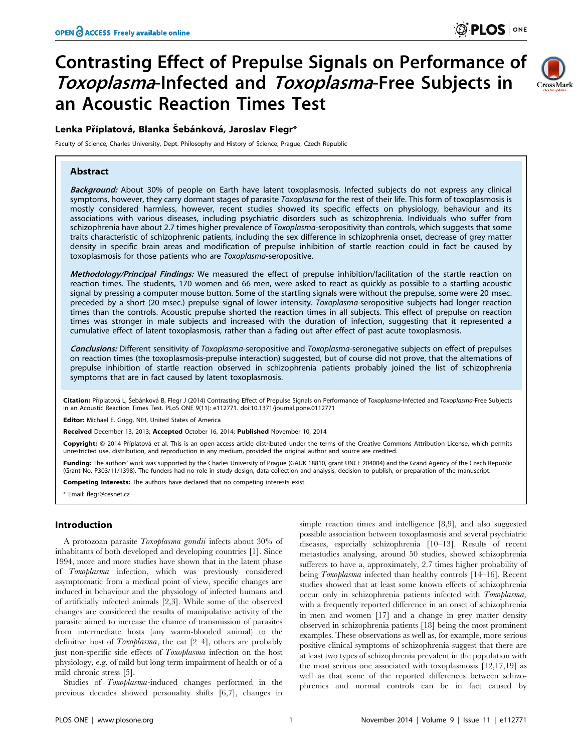# Contrasting Effect of Prepulse Signals on Performance of *Toxoplasma*-Infected and *Toxoplasma*-Free Subjects in an Acoustic Reaction Times Test

**Lenka Příplatová, Blanka Šebánková, Jaroslav Flegr***

Faculty of Science, Charles University, Dept. Philosophy and History of Science, Prague, Czech Republic

## Abstract

***Background:*** About 30% of people on Earth have latent toxoplasmosis. Infected subjects do not express any clinical symptoms, however, they carry dormant stages of parasite *Toxoplasma* for the rest of their life. This form of toxoplasmosis is mostly considered harmless, however, recent studies showed its specific effects on physiology, behaviour and its associations with various diseases, including psychiatric disorders such as schizophrenia. Individuals who suffer from schizophrenia have about 2.7 times higher prevalence of *Toxoplasma*-seropositivity than controls, which suggests that some traits characteristic of schizophrenic patients, including the sex difference in schizophrenia onset, decrease of grey matter density in specific brain areas and modification of prepulse inhibition of startle reaction could in fact be caused by toxoplasmosis for those patients who are *Toxoplasma*-seropositive.

***Methodology/Principal Findings:*** We measured the effect of prepulse inhibition/facilitation of the startle reaction on reaction times. The students, 170 women and 66 men, were asked to react as quickly as possible to a startling acoustic signal by pressing a computer mouse button. Some of the startling signals were without the prepulse, some were 20 msec. preceded by a short (20 msec.) prepulse signal of lower intensity. *Toxoplasma*-seropositive subjects had longer reaction times than the controls. Acoustic prepulse shorted the reaction times in all subjects. This effect of prepulse on reaction times was stronger in male subjects and increased with the duration of infection, suggesting that it represented a cumulative effect of latent toxoplasmosis, rather than a fading out after effect of past acute toxoplasmosis.

***Conclusions:*** Different sensitivity of *Toxoplasma*-seropositive and *Toxoplasma*-seronegative subjects on effect of prepulses on reaction times (the toxoplasmosis-prepulse interaction) suggested, but of course did not prove, that the alternations of prepulse inhibition of startle reaction observed in schizophrenia patients probably joined the list of schizophrenia symptoms that are in fact caused by latent toxoplasmosis.

**Citation:** Příplatová L, Šebánková B, Flegr J (2014) Contrasting Effect of Prepulse Signals on Performance of *Toxoplasma*-Infected and *Toxoplasma*-Free Subjects in an Acoustic Reaction Times Test. PLoS ONE 9(11): e112771. doi:10.1371/journal.pone.0112771

**Editor:** Michael E. Grigg, NIH, United States of America

**Received** December 13, 2013; **Accepted** October 16, 2014; **Published** November 10, 2014

**Copyright:** © 2014 Příplatová et al. This is an open-access article distributed under the terms of the Creative Commons Attribution License, which permits unrestricted use, distribution, and reproduction in any medium, provided the original author and source are credited.

**Funding:** The authors' work was supported by the Charles University of Prague (GAUK 18810, grant UNCE 204004) and the Grand Agency of the Czech Republic (Grant No. P303/11/1398). The funders had no role in study design, data collection and analysis, decision to publish, or preparation of the manuscript.

**Competing Interests:** The authors have declared that no competing interests exist.

* Email: flegr@cesnet.cz

## Introduction

A protozoan parasite *Toxoplasma gondii* infects about 30% of inhabitants of both developed and developing countries [1]. Since 1994, more and more studies have shown that in the latent phase of *Toxoplasma* infection, which was previously considered asymptomatic from a medical point of view, specific changes are induced in behaviour and the physiology of infected humans and of artificially infected animals [2,3]. While some of the observed changes are considered the results of manipulative activity of the parasite aimed to increase the chance of transmission of parasites from intermediate hosts (any warm-blooded animal) to the definitive host of *Toxoplasma*, the cat [2–4], others are probably just non-specific side effects of *Toxoplasma* infection on the host physiology, e.g. of mild but long term impairment of health or of a mild chronic stress [5].

Studies of *Toxoplasma*-induced changes performed in the previous decades showed personality shifts [6,7], changes in simple reaction times and intelligence [8,9], and also suggested possible association between toxoplasmosis and several psychiatric diseases, especially schizophrenia [10–13]. Results of recent metastudies analysing, around 50 studies, showed schizophrenia sufferers to have a, approximately, 2.7 times higher probability of being *Toxoplasma* infected than healthy controls [14–16]. Recent studies showed that at least some known effects of schizophrenia occur only in schizophrenia patients infected with *Toxoplasma*, with a frequently reported difference in an onset of schizophrenia in men and women [17] and a change in grey matter density observed in schizophrenia patients [18] being the most prominent examples. These observations as well as, for example, more serious positive clinical symptoms of schizophrenia suggest that there are at least two types of schizophrenia prevalent in the population with the most serious one associated with toxoplasmosis [12,17,19] as well as that some of the reported differences between schizophrenics and normal controls can be in fact caused by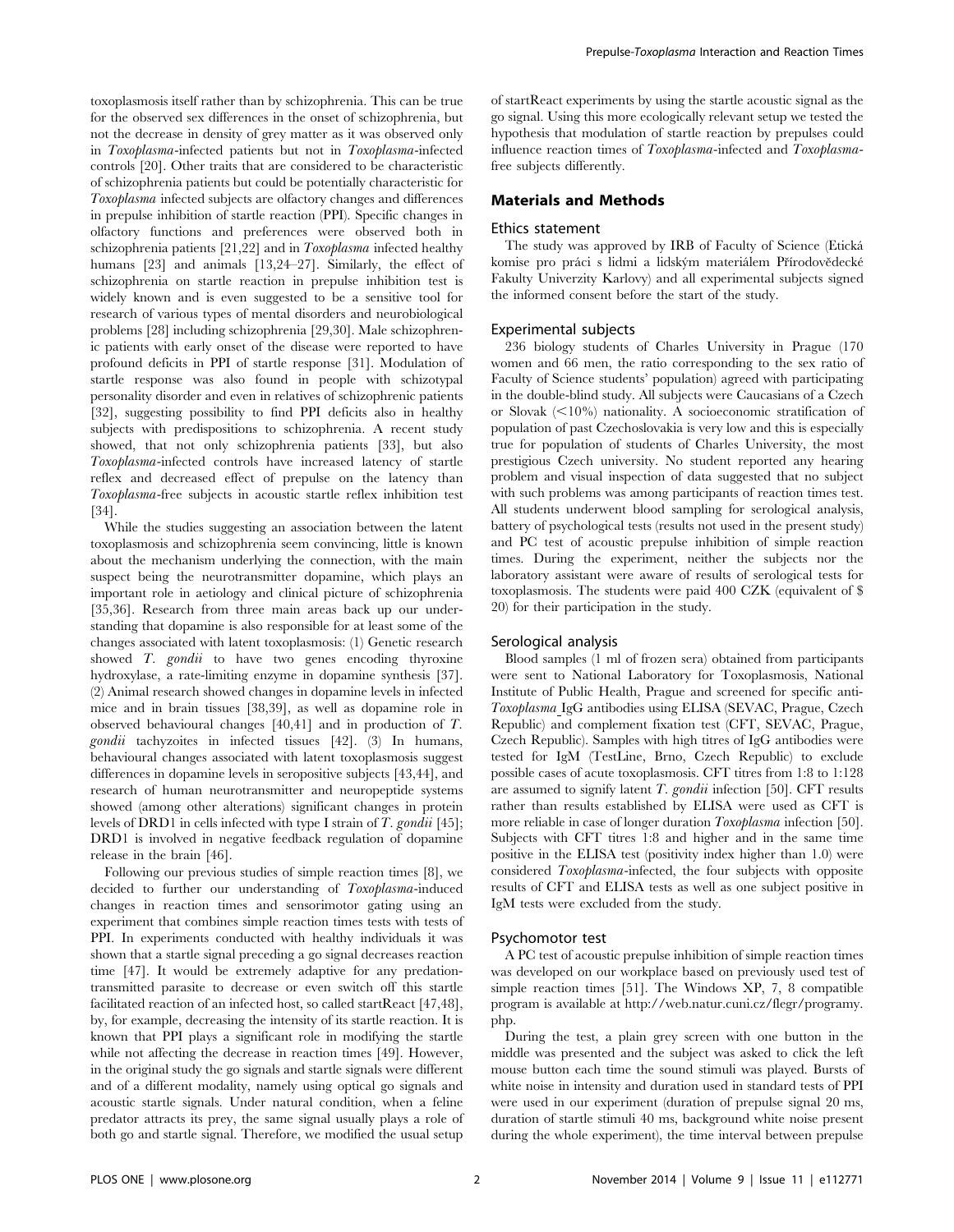toxoplasmosis itself rather than by schizophrenia. This can be true for the observed sex differences in the onset of schizophrenia, but not the decrease in density of grey matter as it was observed only in *Toxoplasma*-infected patients but not in *Toxoplasma*-infected controls [20]. Other traits that are considered to be characteristic of schizophrenia patients but could be potentially characteristic for *Toxoplasma* infected subjects are olfactory changes and differences in prepulse inhibition of startle reaction (PPI). Specific changes in olfactory functions and preferences were observed both in schizophrenia patients [21,22] and in *Toxoplasma* infected healthy humans [23] and animals [13,24–27]. Similarly, the effect of schizophrenia on startle reaction in prepulse inhibition test is widely known and is even suggested to be a sensitive tool for research of various types of mental disorders and neurobiological problems [28] including schizophrenia [29,30]. Male schizophrenic patients with early onset of the disease were reported to have profound deficits in PPI of startle response [31]. Modulation of startle response was also found in people with schizotypal personality disorder and even in relatives of schizophrenic patients [32], suggesting possibility to find PPI deficits also in healthy subjects with predispositions to schizophrenia. A recent study showed, that not only schizophrenia patients [33], but also *Toxoplasma*-infected controls have increased latency of startle reflex and decreased effect of prepulse on the latency than *Toxoplasma*-free subjects in acoustic startle reflex inhibition test [34].

While the studies suggesting an association between the latent toxoplasmosis and schizophrenia seem convincing, little is known about the mechanism underlying the connection, with the main suspect being the neurotransmitter dopamine, which plays an important role in aetiology and clinical picture of schizophrenia [35,36]. Research from three main areas back up our understanding that dopamine is also responsible for at least some of the changes associated with latent toxoplasmosis: (1) Genetic research showed *T. gondii* to have two genes encoding thyroxine hydroxylase, a rate-limiting enzyme in dopamine synthesis [37]. (2) Animal research showed changes in dopamine levels in infected mice and in brain tissues [38,39], as well as dopamine role in observed behavioural changes [40,41] and in production of *T. gondii* tachyzoites in infected tissues [42]. (3) In humans, behavioural changes associated with latent toxoplasmosis suggest differences in dopamine levels in seropositive subjects [43,44], and research of human neurotransmitter and neuropeptide systems showed (among other alterations) significant changes in protein levels of DRD1 in cells infected with type I strain of *T. gondii* [45]; DRD1 is involved in negative feedback regulation of dopamine release in the brain [46].

Following our previous studies of simple reaction times [8], we decided to further our understanding of *Toxoplasma*-induced changes in reaction times and sensorimotor gating using an experiment that combines simple reaction times tests with tests of PPI. In experiments conducted with healthy individuals it was shown that a startle signal preceding a go signal decreases reaction time [47]. It would be extremely adaptive for any predation-transmitted parasite to decrease or even switch off this startle facilitated reaction of an infected host, so called startReact [47,48], by, for example, decreasing the intensity of its startle reaction. It is known that PPI plays a significant role in modifying the startle while not affecting the decrease in reaction times [49]. However, in the original study the go signals and startle signals were different and of a different modality, namely using optical go signals and acoustic startle signals. Under natural condition, when a feline predator attracts its prey, the same signal usually plays a role of both go and startle signal. Therefore, we modified the usual setup of startReact experiments by using the startle acoustic signal as the go signal. Using this more ecologically relevant setup we tested the hypothesis that modulation of startle reaction by prepulses could influence reaction times of *Toxoplasma*-infected and *Toxoplasma*-free subjects differently.

## Materials and Methods

### Ethics statement

The study was approved by IRB of Faculty of Science (Etická komise pro práci s lidmi a lidským materiálem Přírodovědecké Fakulty Univerzity Karlovy) and all experimental subjects signed the informed consent before the start of the study.

### Experimental subjects

236 biology students of Charles University in Prague (170 women and 66 men, the ratio corresponding to the sex ratio of Faculty of Science students' population) agreed with participating in the double-blind study. All subjects were Caucasians of a Czech or Slovak (<10%) nationality. A socioeconomic stratification of population of past Czechoslovakia is very low and this is especially true for population of students of Charles University, the most prestigious Czech university. No student reported any hearing problem and visual inspection of data suggested that no subject with such problems was among participants of reaction times test. All students underwent blood sampling for serological analysis, battery of psychological tests (results not used in the present study) and PC test of acoustic prepulse inhibition of simple reaction times. During the experiment, neither the subjects nor the laboratory assistant were aware of results of serological tests for toxoplasmosis. The students were paid 400 CZK (equivalent of $ 20) for their participation in the study.

### Serological analysis

Blood samples (1 ml of frozen sera) obtained from participants were sent to National Laboratory for Toxoplasmosis, National Institute of Public Health, Prague and screened for specific anti-*Toxoplasma* IgG antibodies using ELISA (SEVAC, Prague, Czech Republic) and complement fixation test (CFT, SEVAC, Prague, Czech Republic). Samples with high titres of IgG antibodies were tested for IgM (TestLine, Brno, Czech Republic) to exclude possible cases of acute toxoplasmosis. CFT titres from 1:8 to 1:128 are assumed to signify latent *T. gondii* infection [50]. CFT results rather than results established by ELISA were used as CFT is more reliable in case of longer duration *Toxoplasma* infection [50]. Subjects with CFT titres 1:8 and higher and in the same time positive in the ELISA test (positivity index higher than 1.0) were considered *Toxoplasma*-infected, the four subjects with opposite results of CFT and ELISA tests as well as one subject positive in IgM tests were excluded from the study.

### Psychomotor test

A PC test of acoustic prepulse inhibition of simple reaction times was developed on our workplace based on previously used test of simple reaction times [51]. The Windows XP, 7, 8 compatible program is available at http://web.natur.cuni.cz/flegr/programy.php.

During the test, a plain grey screen with one button in the middle was presented and the subject was asked to click the left mouse button each time the sound stimuli was played. Bursts of white noise in intensity and duration used in standard tests of PPI were used in our experiment (duration of prepulse signal 20 ms, duration of startle stimuli 40 ms, background white noise present during the whole experiment), the time interval between prepulse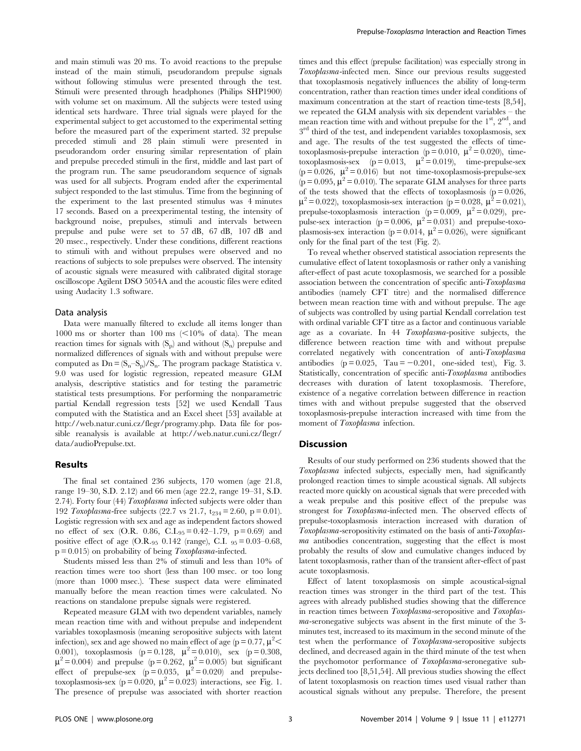and main stimuli was 20 ms. To avoid reactions to the prepulse instead of the main stimuli, pseudorandom prepulse signals without following stimulus were presented through the test. Stimuli were presented through headphones (Philips SHP1900) with volume set on maximum. All the subjects were tested using identical sets hardware. Three trial signals were played for the experimental subject to get accustomed to the experimental setting before the measured part of the experiment started. 32 prepulse preceded stimuli and 28 plain stimuli were presented in pseudorandom order ensuring similar representation of plain and prepulse preceded stimuli in the first, middle and last part of the program run. The same pseudorandom sequence of signals was used for all subjects. Program ended after the experimental subject responded to the last stimulus. Time from the beginning of the experiment to the last presented stimulus was 4 minutes 17 seconds. Based on a preexperimental testing, the intensity of background noise, prepulses, stimuli and intervals between prepulse and pulse were set to 57 dB, 67 dB, 107 dB and 20 msec., respectively. Under these conditions, different reactions to stimuli with and without prepulses were observed and no reactions of subjects to sole prepulses were observed. The intensity of acoustic signals were measured with calibrated digital storage oscilloscope Agilent DSO 5054A and the acoustic files were edited using Audacity 1.3 software.

### Data analysis

Data were manually filtered to exclude all items longer than 1000 ms or shorter than 100 ms ($<$10% of data). The mean reaction times for signals with ($S_p$) and without ($S_n$) prepulse and normalized differences of signals with and without prepulse were computed as $Dn = (S_n - S_p)/S_n$. The program package Statistica v. 9.0 was used for logistic regression, repeated measure GLM analysis, descriptive statistics and for testing the parametric statistical tests presumptions. For performing the nonparametric partial Kendall regression tests [52] we used Kendall Taus computed with the Statistica and an Excel sheet [53] available at http://web.natur.cuni.cz/flegr/programy.php. Data file for possible reanalysis is available at http://web.natur.cuni.cz/flegr/data/audioPrepulse.txt.

## Results

The final set contained 236 subjects, 170 women (age 21.8, range 19–30, S.D. 2.12) and 66 men (age 22.2, range 19–31, S.D. 2.74). Forty four (44) *Toxoplasma* infected subjects were older than 192 *Toxoplasma*-free subjects (22.7 vs 21.7, $t_{234} = 2.60$, $p = 0.01$). Logistic regression with sex and age as independent factors showed no effect of sex (O.R. 0.86, $C.I._{95} = 0.42$–1.79, $p = 0.69$) and positive effect of age ($O.R._{95}$ 0.142 (range), C.I. $_{95} = 0.03$–0.68, $p = 0.015$) on probability of being *Toxoplasma*-infected.

Students missed less than 2% of stimuli and less than 10% of reaction times were too short (less than 100 msec. or too long (more than 1000 msec.). These suspect data were eliminated manually before the mean reaction times were calculated. No reactions on standalone prepulse signals were registered.

Repeated measure GLM with two dependent variables, namely mean reaction time with and without prepulse and independent variables toxoplasmosis (meaning seropositive subjects with latent infection), sex and age showed no main effect of age ($p = 0.77$, $\mu^2 < 0.001$), toxoplasmosis ($p = 0.128$, $\mu^2 = 0.010$), sex ($p = 0.308$, $\mu^2 = 0.004$) and prepulse ($p = 0.262$, $\mu^2 = 0.005$) but significant effect of prepulse-sex ($p = 0.035$, $\mu^2 = 0.020$) and prepulse-toxoplasmosis-sex ($p = 0.020$, $\mu^2 = 0.023$) interactions, see Fig. 1. The presence of prepulse was associated with shorter reaction times and this effect (prepulse facilitation) was especially strong in *Toxoplasma*-infected men. Since our previous results suggested that toxoplasmosis negatively influences the ability of long-term concentration, rather than reaction times under ideal conditions of maximum concentration at the start of reaction time-tests [8,54], we repeated the GLM analysis with six dependent variables – the mean reaction time with and without prepulse for the 1st, 2nd, and 3rd third of the test, and independent variables toxoplasmosis, sex and age. The results of the test suggested the effects of time-toxoplasmosis-prepulse interaction ($p = 0.010$, $\mu^2 = 0.020$), time-toxoplasmosis-sex ($p = 0.013$, $\mu^2 = 0.019$), time-prepulse-sex ($p = 0.026$, $\mu^2 = 0.016$) but not time-toxoplasmosis-prepulse-sex ($p = 0.095$, $\mu^2 = 0.010$). The separate GLM analyses for three parts of the tests showed that the effects of toxoplasmosis ($p = 0.026$, $\mu^2 = 0.022$), toxoplasmosis-sex interaction ($p = 0.028$, $\mu^2 = 0.021$), prepulse-toxoplasmosis interaction ($p = 0.009$, $\mu^2 = 0.029$), prepulse-sex interaction ($p = 0.006$, $\mu^2 = 0.031$) and prepulse-toxoplasmosis-sex interaction ($p = 0.014$, $\mu^2 = 0.026$), were significant only for the final part of the test (Fig. 2).

To reveal whether observed statistical association represents the cumulative effect of latent toxoplasmosis or rather only a vanishing after-effect of past acute toxoplasmosis, we searched for a possible association between the concentration of specific anti-*Toxoplasma* antibodies (namely CFT titre) and the normalised difference between mean reaction time with and without prepulse. The age of subjects was controlled by using partial Kendall correlation test with ordinal variable CFT titre as a factor and continuous variable age as a covariate. In 44 *Toxoplasma*-positive subjects, the difference between reaction time with and without prepulse correlated negatively with concentration of anti-*Toxoplasma* antibodies ($p = 0.025$, $Tau = -0.201$, one-sided test), Fig. 3. Statistically, concentration of specific anti-*Toxoplasma* antibodies decreases with duration of latent toxoplasmosis. Therefore, existence of a negative correlation between difference in reaction times with and without prepulse suggested that the observed toxoplasmosis-prepulse interaction increased with time from the moment of *Toxoplasma* infection.

## Discussion

Results of our study performed on 236 students showed that the *Toxoplasma* infected subjects, especially men, had significantly prolonged reaction times to simple acoustical signals. All subjects reacted more quickly on acoustical signals that were preceded with a weak prepulse and this positive effect of the prepulse was strongest for *Toxoplasma*-infected men. The observed effects of prepulse-toxoplasmosis interaction increased with duration of *Toxoplasma*-seropositivity estimated on the basis of anti-*Toxoplasma* antibodies concentration, suggesting that the effect is most probably the results of slow and cumulative changes induced by latent toxoplasmosis, rather than of the transient after-effect of past acute toxoplasmosis.

Effect of latent toxoplasmosis on simple acoustical-signal reaction times was stronger in the third part of the test. This agrees with already published studies showing that the difference in reaction times between *Toxoplasma*-seropositive and *Toxoplasma*-seronegative subjects was absent in the first minute of the 3-minutes test, increased to its maximum in the second minute of the test when the performance of *Toxoplasma*-seropositive subjects declined, and decreased again in the third minute of the test when the psychomotor performance of *Toxoplasma*-seronegative subjects declined too [8,51,54]. All previous studies showing the effect of latent toxoplasmosis on reaction times used visual rather than acoustical signals without any prepulse. Therefore, the present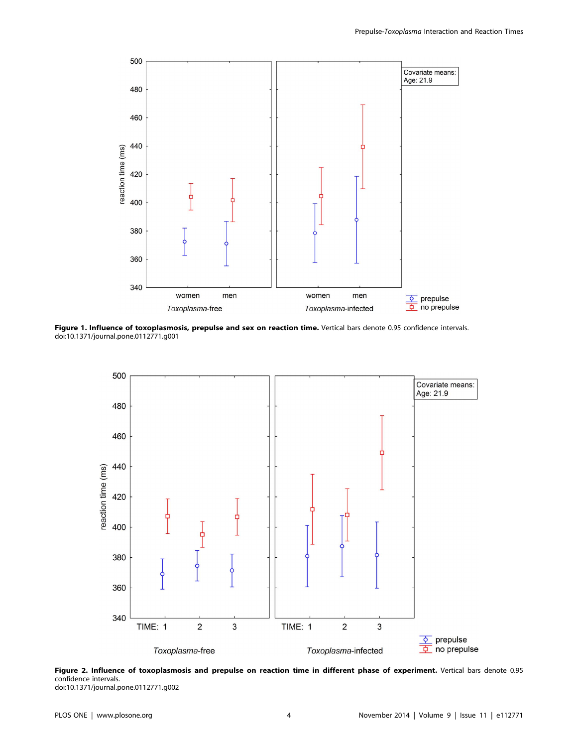**Figure 1. Influence of toxoplasmosis, prepulse and sex on reaction time.** Vertical bars denote 0.95 confidence intervals.
doi:10.1371/journal.pone.0112771.g001

**Figure 2. Influence of toxoplasmosis and prepulse on reaction time in different phase of experiment.** Vertical bars denote 0.95 confidence intervals.
doi:10.1371/journal.pone.0112771.g002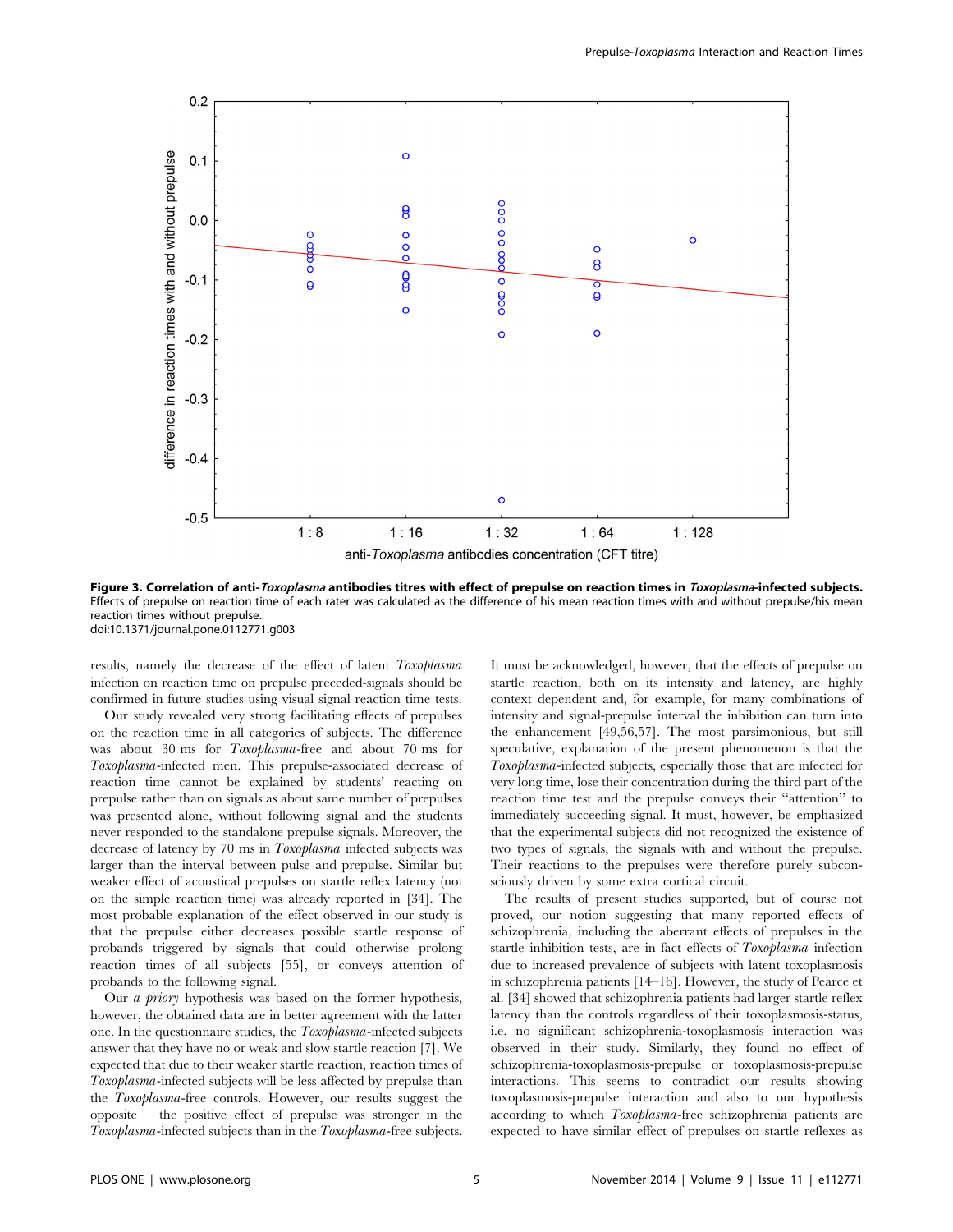**Figure 3. Correlation of anti-*Toxoplasma* antibodies titres with effect of prepulse on reaction times in *Toxoplasma*-infected subjects.** Effects of prepulse on reaction time of each rater was calculated as the difference of his mean reaction times with and without prepulse/his mean reaction times without prepulse.
doi:10.1371/journal.pone.0112771.g003

results, namely the decrease of the effect of latent *Toxoplasma* infection on reaction time on prepulse preceded-signals should be confirmed in future studies using visual signal reaction time tests.

Our study revealed very strong facilitating effects of prepulses on the reaction time in all categories of subjects. The difference was about 30 ms for *Toxoplasma*-free and about 70 ms for *Toxoplasma*-infected men. This prepulse-associated decrease of reaction time cannot be explained by students' reacting on prepulse rather than on signals as about same number of prepulses was presented alone, without following signal and the students never responded to the standalone prepulse signals. Moreover, the decrease of latency by 70 ms in *Toxoplasma* infected subjects was larger than the interval between pulse and prepulse. Similar but weaker effect of acoustical prepulses on startle reflex latency (not on the simple reaction time) was already reported in [34]. The most probable explanation of the effect observed in our study is that the prepulse either decreases possible startle response of probands triggered by signals that could otherwise prolong reaction times of all subjects [55], or conveys attention of probands to the following signal.

Our *a priory* hypothesis was based on the former hypothesis, however, the obtained data are in better agreement with the latter one. In the questionnaire studies, the *Toxoplasma*-infected subjects answer that they have no or weak and slow startle reaction [7]. We expected that due to their weaker startle reaction, reaction times of *Toxoplasma*-infected subjects will be less affected by prepulse than the *Toxoplasma*-free controls. However, our results suggest the opposite – the positive effect of prepulse was stronger in the *Toxoplasma*-infected subjects than in the *Toxoplasma*-free subjects. It must be acknowledged, however, that the effects of prepulse on startle reaction, both on its intensity and latency, are highly context dependent and, for example, for many combinations of intensity and signal-prepulse interval the inhibition can turn into the enhancement [49,56,57]. The most parsimonious, but still speculative, explanation of the present phenomenon is that the *Toxoplasma*-infected subjects, especially those that are infected for very long time, lose their concentration during the third part of the reaction time test and the prepulse conveys their "attention" to immediately succeeding signal. It must, however, be emphasized that the experimental subjects did not recognized the existence of two types of signals, the signals with and without the prepulse. Their reactions to the prepulses were therefore purely subconsciously driven by some extra cortical circuit.

The results of present studies supported, but of course not proved, our notion suggesting that many reported effects of schizophrenia, including the aberrant effects of prepulses in the startle inhibition tests, are in fact effects of *Toxoplasma* infection due to increased prevalence of subjects with latent toxoplasmosis in schizophrenia patients [14–16]. However, the study of Pearce et al. [34] showed that schizophrenia patients had larger startle reflex latency than the controls regardless of their toxoplasmosis-status, i.e. no significant schizophrenia-toxoplasmosis interaction was observed in their study. Similarly, they found no effect of schizophrenia-toxoplasmosis-prepulse or toxoplasmosis-prepulse interactions. This seems to contradict our results showing toxoplasmosis-prepulse interaction and also to our hypothesis according to which *Toxoplasma*-free schizophrenia patients are expected to have similar effect of prepulses on startle reflexes as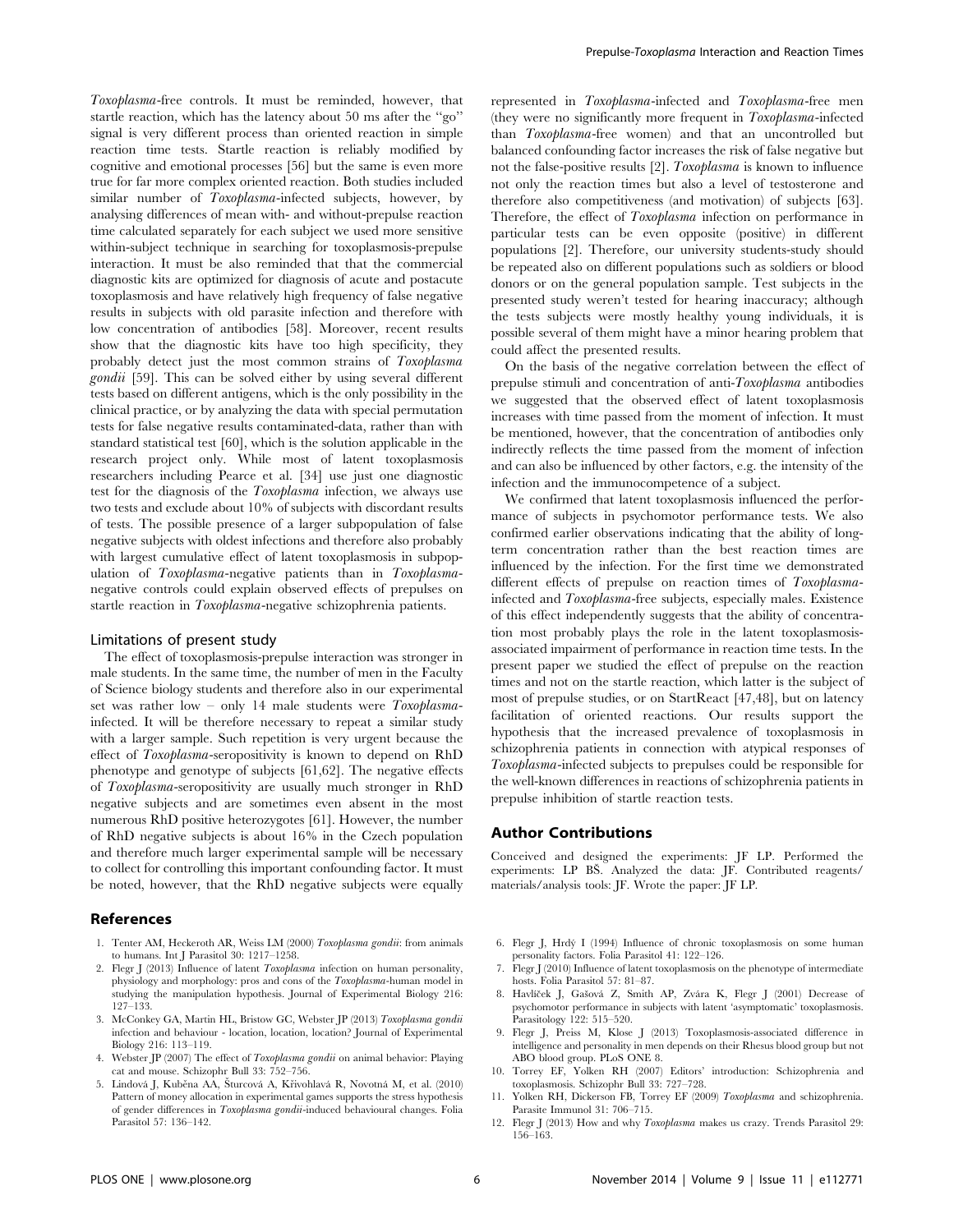*Toxoplasma*-free controls. It must be reminded, however, that startle reaction, which has the latency about 50 ms after the "go" signal is very different process than oriented reaction in simple reaction time tests. Startle reaction is reliably modified by cognitive and emotional processes [56] but the same is even more true for far more complex oriented reaction. Both studies included similar number of *Toxoplasma*-infected subjects, however, by analysing differences of mean with- and without-prepulse reaction time calculated separately for each subject we used more sensitive within-subject technique in searching for toxoplasmosis-prepulse interaction. It must be also reminded that that the commercial diagnostic kits are optimized for diagnosis of acute and postacute toxoplasmosis and have relatively high frequency of false negative results in subjects with old parasite infection and therefore with low concentration of antibodies [58]. Moreover, recent results show that the diagnostic kits have too high specificity, they probably detect just the most common strains of *Toxoplasma gondii* [59]. This can be solved either by using several different tests based on different antigens, which is the only possibility in the clinical practice, or by analyzing the data with special permutation tests for false negative results contaminated-data, rather than with standard statistical test [60], which is the solution applicable in the research project only. While most of latent toxoplasmosis researchers including Pearce et al. [34] use just one diagnostic test for the diagnosis of the *Toxoplasma* infection, we always use two tests and exclude about 10% of subjects with discordant results of tests. The possible presence of a larger subpopulation of false negative subjects with oldest infections and therefore also probably with largest cumulative effect of latent toxoplasmosis in subpopulation of *Toxoplasma*-negative patients than in *Toxoplasma*-negative controls could explain observed effects of prepulses on startle reaction in *Toxoplasma*-negative schizophrenia patients.

### Limitations of present study

The effect of toxoplasmosis-prepulse interaction was stronger in male students. In the same time, the number of men in the Faculty of Science biology students and therefore also in our experimental set was rather low – only 14 male students were *Toxoplasma*-infected. It will be therefore necessary to repeat a similar study with a larger sample. Such repetition is very urgent because the effect of *Toxoplasma*-seropositivity is known to depend on RhD phenotype and genotype of subjects [61,62]. The negative effects of *Toxoplasma*-seropositivity are usually much stronger in RhD negative subjects and are sometimes even absent in the most numerous RhD positive heterozygotes [61]. However, the number of RhD negative subjects is about 16% in the Czech population and therefore much larger experimental sample will be necessary to collect for controlling this important confounding factor. It must be noted, however, that the RhD negative subjects were equally represented in *Toxoplasma*-infected and *Toxoplasma*-free men (they were no significantly more frequent in *Toxoplasma*-infected than *Toxoplasma*-free women) and that an uncontrolled but balanced confounding factor increases the risk of false negative but not the false-positive results [2]. *Toxoplasma* is known to influence not only the reaction times but also a level of testosterone and therefore also competitiveness (and motivation) of subjects [63]. Therefore, the effect of *Toxoplasma* infection on performance in particular tests can be even opposite (positive) in different populations [2]. Therefore, our university students-study should be repeated also on different populations such as soldiers or blood donors or on the general population sample. Test subjects in the presented study weren't tested for hearing inaccuracy; although the tests subjects were mostly healthy young individuals, it is possible several of them might have a minor hearing problem that could affect the presented results.

On the basis of the negative correlation between the effect of prepulse stimuli and concentration of anti-*Toxoplasma* antibodies we suggested that the observed effect of latent toxoplasmosis increases with time passed from the moment of infection. It must be mentioned, however, that the concentration of antibodies only indirectly reflects the time passed from the moment of infection and can also be influenced by other factors, e.g. the intensity of the infection and the immunocompetence of a subject.

We confirmed that latent toxoplasmosis influenced the performance of subjects in psychomotor performance tests. We also confirmed earlier observations indicating that the ability of long-term concentration rather than the best reaction times are influenced by the infection. For the first time we demonstrated different effects of prepulse on reaction times of *Toxoplasma*-infected and *Toxoplasma*-free subjects, especially males. Existence of this effect independently suggests that the ability of concentration most probably plays the role in the latent toxoplasmosis-associated impairment of performance in reaction time tests. In the present paper we studied the effect of prepulse on the reaction times and not on the startle reaction, which latter is the subject of most of prepulse studies, or on StartReact [47,48], but on latency facilitation of oriented reactions. Our results support the hypothesis that the increased prevalence of toxoplasmosis in schizophrenia patients in connection with atypical responses of *Toxoplasma*-infected subjects to prepulses could be responsible for the well-known differences in reactions of schizophrenia patients in prepulse inhibition of startle reaction tests.

## Author Contributions

Conceived and designed the experiments: JF LP. Performed the experiments: LP BŠ. Analyzed the data: JF. Contributed reagents/materials/analysis tools: JF. Wrote the paper: JF LP.

## References

1. Tenter AM, Heckeroth AR, Weiss LM (2000) *Toxoplasma gondii*: from animals to humans. Int J Parasitol 30: 1217–1258.
2. Flegr J (2013) Influence of latent *Toxoplasma* infection on human personality, physiology and morphology: pros and cons of the *Toxoplasma*-human model in studying the manipulation hypothesis. Journal of Experimental Biology 216: 127–133.
3. McConkey GA, Martin HL, Bristow GC, Webster JP (2013) *Toxoplasma gondii* infection and behaviour - location, location, location? Journal of Experimental Biology 216: 113–119.
4. Webster JP (2007) The effect of *Toxoplasma gondii* on animal behavior: Playing cat and mouse. Schizophr Bull 33: 752–756.
5. Lindová J, Kuběna AA, Šturcová A, Křivohlavá R, Novotná M, et al. (2010) Pattern of money allocation in experimental games supports the stress hypothesis of gender differences in *Toxoplasma gondii*-induced behavioural changes. Folia Parasitol 57: 136–142.
6. Flegr J, Hrdý I (1994) Influence of chronic toxoplasmosis on some human personality factors. Folia Parasitol 41: 122–126.
7. Flegr J (2010) Influence of latent toxoplasmosis on the phenotype of intermediate hosts. Folia Parasitol 57: 81–87.
8. Havlíček J, Gašová Z, Smith AP, Zvára K, Flegr J (2001) Decrease of psychomotor performance in subjects with latent 'asymptomatic' toxoplasmosis. Parasitology 122: 515–520.
9. Flegr J, Preiss M, Klose J (2013) Toxoplasmosis-associated difference in intelligence and personality in men depends on their Rhesus blood group but not ABO blood group. PLoS ONE 8.
10. Torrey EF, Yolken RH (2007) Editors' introduction: Schizophrenia and toxoplasmosis. Schizophr Bull 33: 727–728.
11. Yolken RH, Dickerson FB, Torrey EF (2009) *Toxoplasma* and schizophrenia. Parasite Immunol 31: 706–715.
12. Flegr J (2013) How and why *Toxoplasma* makes us crazy. Trends Parasitol 29: 156–163.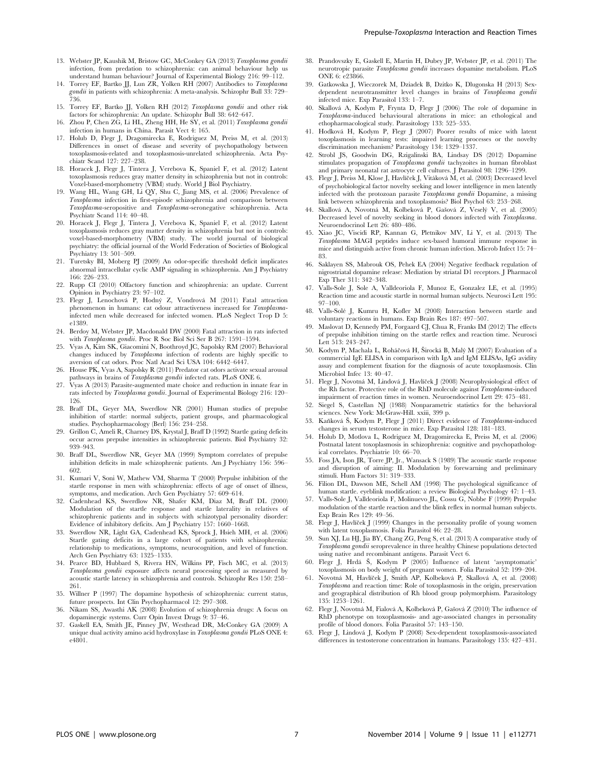13. Webster JP, Kaushik M, Bristow GC, McConkey GA (2013) *Toxoplasma gondii* infection, from predation to schizophrenia: can animal behaviour help us understand human behaviour? Journal of Experimental Biology 216: 99–112.
14. Torrey EF, Bartko JJ, Lun ZR, Yolken RH (2007) Antibodies to *Toxoplasma gondii* in patients with schizophrenia: A meta-analysis. Schizophr Bull 33: 729–736.
15. Torrey EF, Bartko JJ, Yolken RH (2012) *Toxoplasma gondii* and other risk factors for schizophrenia: An update. Schizophr Bull 38: 642–647.
16. Zhou P, Chen ZG, Li HL, Zheng HH, He SY, et al. (2011) *Toxoplasma gondii* infection in humans in China. Parasit Vect 4: 165.
17. Holub D, Flegr J, Dragomirecka E, Rodriguez M, Preiss M, et al. (2013) Differences in onset of disease and severity of psychopathology between toxoplasmosis-related and toxoplasmosis-unrelated schizophrenia. Acta Psychiatr Scand 127: 227–238.
18. Horacek J, Flegr J, Tintera J, Verebova K, Spaniel F, et al. (2012) Latent toxoplasmosis reduces gray matter density in schizophrenia but not in controls: Voxel-based-morphometry (VBM) study. World J Biol Psychiatry.
19. Wang HL, Wang GH, Li QY, Shu C, Jiang MS, et al. (2006) Prevalence of *Toxoplasma* infection in first-episode schizophrenia and comparison between *Toxoplasma*-seropositive and *Toxoplasma*-seronegative schizophrenia. Acta Psychiatr Scand 114: 40–48.
20. Horacek J, Flegr J, Tintera J, Verebova K, Spaniel F, et al. (2012) Latent toxoplasmosis reduces gray matter density in schizophrenia but not in controls: voxel-based-morphometry (VBM) study. The world journal of biological psychiatry: the official journal of the World Federation of Societies of Biological Psychiatry 13: 501–509.
21. Turetsky BI, Moberg PJ (2009) An odor-specific threshold deficit implicates abnormal intracellular cyclic AMP signaling in schizophrenia. Am J Psychiatry 166: 226–233.
22. Rupp CI (2010) Olfactory function and schizophrenia: an update. Current Opinion in Psychiatry 23: 97–102.
23. Flegr J, Lenochová P, Hodný Z, Vondrová M (2011) Fatal attraction phenomenon in humans: cat odour attractiveness increased for *Toxoplasma*-infected men while decreased for infected women. PLoS Neglect Trop D 5: e1389.
24. Berdoy M, Webster JP, Macdonald DW (2000) Fatal attraction in rats infected with *Toxoplasma gondii*. Proc R Soc Biol Sci Ser B 267: 1591–1594.
25. Vyas A, Kim SK, Giacomini N, Boothroyd JC, Sapolsky RM (2007) Behavioral changes induced by *Toxoplasma* infection of rodents are highly specific to aversion of cat odors. Proc Natl Acad Sci USA 104: 6442–6447.
26. House PK, Vyas A, Sapolsky R (2011) Predator cat odors activate sexual arousal pathways in brains of *Toxoplasma gondii* infected rats. PLoS ONE 6.
27. Vyas A (2013) Parasite-augmented mate choice and reduction in innate fear in rats infected by *Toxoplasma gondii*. Journal of Experimental Biology 216: 120–126.
28. Braff DL, Geyer MA, Swerdlow NR (2001) Human studies of prepulse inhibition of startle: normal subjects, patient groups, and pharmacological studies. Psychopharmacology (Berl) 156: 234–258.
29. Grillon C, Ameli R, Charney DS, Krystal J, Braff D (1992) Startle gating deficits occur across prepulse intensities in schizophrenic patients. Biol Psychiatry 32: 939–943.
30. Braff DL, Swerdlow NR, Geyer MA (1999) Symptom correlates of prepulse inhibition deficits in male schizophrenic patients. Am J Psychiatry 156: 596–602.
31. Kumari V, Soni W, Mathew VM, Sharma T (2000) Prepulse inhibition of the startle response in men with schizophrenia: effects of age of onset of illness, symptoms, and medication. Arch Gen Psychiatry 57: 609–614.
32. Cadenhead KS, Swerdlow NR, Shafer KM, Diaz M, Braff DL (2000) Modulation of the startle response and startle laterality in relatives of schizophrenic patients and in subjects with schizotypal personality disorder: Evidence of inhibitory deficits. Am J Psychiatry 157: 1660–1668.
33. Swerdlow NR, Light GA, Cadenhead KS, Sprock J, Hsieh MH, et al. (2006) Startle gating deficits in a large cohort of patients with schizophrenia: relationship to medications, symptoms, neurocognition, and level of function. Arch Gen Psychiatry 63: 1325–1335.
34. Pearce BD, Hubbard S, Rivera HN, Wilkins PP, Fisch MC, et al. (2013) *Toxoplasma gondii* exposure affects neural processing speed as measured by acoustic startle latency in schizophrenia and controls. Schizophr Res 150: 258–261.
35. Willner P (1997) The dopamine hypothesis of schizophrenia: current status, future prospects. Int Clin Psychopharmacol 12: 297–308.
36. Nikam SS, Awasthi AK (2008) Evolution of schizophrenia drugs: A focus on dopaminergic systems. Curr Opin Invest Drugs 9: 37–46.
37. Gaskell EA, Smith JE, Pinney JW, Westhead DR, McConkey GA (2009) A unique dual activity amino acid hydroxylase in *Toxoplasma gondii* PLoS ONE 4: e4801.
38. Prandovszky E, Gaskell E, Martin H, Dubey JP, Webster JP, et al. (2011) The neurotropic parasite *Toxoplasma gondii* increases dopamine metabolism. PLoS ONE 6: e23866.
39. Gatkowska J, Wieczorek M, Dziadek B, Dzitko K, Dlugonska H (2013) Sex-dependent neurotransmitter level changes in brains of *Toxoplasma gondii* infected mice. Exp Parasitol 133: 1–7.
40. Skallová A, Kodym P, Frynta D, Flegr J (2006) The role of dopamine in *Toxoplasma*-induced behavioural alterations in mice: an ethological and ethopharmacological study. Parasitology 133: 525–535.
41. Hodková H, Kodym P, Flegr J (2007) Poorer results of mice with latent toxoplasmosis in learning tests: impaired learning processes or the novelty discrimination mechanism? Parasitology 134: 1329–1337.
42. Strobl JS, Goodwin DG, Rzigalinski BA, Lindsay DS (2012) Dopamine stimulates propagation of *Toxoplasma gondii* tachyzoites in human fibroblast and primary neonatal rat astrocyte cell cultures. J Parasitol 98: 1296–1299.
43. Flegr J, Preiss M, Klose J, Havlíček J, Vitáková M, et al. (2003) Decreased level of psychobiological factor novelty seeking and lower intelligence in men latently infected with the protozoan parasite *Toxoplasma gondii* Dopamine, a missing link between schizophrenia and toxoplasmosis? Biol Psychol 63: 253–268.
44. Skallová A, Novotná M, Kolbeková P, Gašová Z, Veselý V, et al. (2005) Decreased level of novelty seeking in blood donors infected with *Toxoplasma*. Neuroendocrinol Lett 26: 480–486.
45. Xiao JC, Viscidi RP, Kannan G, Pletnikov MV, Li Y, et al. (2013) The *Toxoplasma* MAG1 peptides induce sex-based humoral immune response in mice and distinguish active from chronic human infection. Microb Infect 15: 74–83.
46. Saklayen SS, Mabrouk OS, Pehek EA (2004) Negative feedback regulation of nigrostriatal dopamine release: Mediation by striatal D1 receptors. J Pharmacol Exp Ther 311: 342–348.
47. Valls-Sole J, Sole A, Valldeoriola F, Munoz E, Gonzalez LE, et al. (1995) Reaction time and acoustic startle in normal human subjects. Neurosci Lett 195: 97–100.
48. Valls-Solé J, Kumru H, Kofler M (2008) Interaction between startle and voluntary reactions in humans. Exp Brain Res 187: 497–507.
49. Maslovat D, Kennedy PM, Forgaard CJ, Chua R, Franks IM (2012) The effects of prepulse inhibition timing on the startle reflex and reaction time. Neurosci Lett 513: 243–247.
50. Kodym P, Machala L, Roháčová H, Širocká B, Malý M (2007) Evaluation of a commercial IgE ELISA in comparison with IgA and IgM ELISAs, IgG avidity assay and complement fixation for the diagnosis of acute toxoplasmosis. Clin Microbiol Infec 13: 40–47.
51. Flegr J, Novotná M, Lindová J, Havlíček J (2008) Neurophysiological effect of the Rh factor. Protective role of the RhD molecule against *Toxoplasma*-induced impairment of reaction times in women. Neuroendocrinol Lett 29: 475–481.
52. Siegel S, Castellan NJ (1988) Nonparametric statistics for the behavioral sciences. New York: McGraw-Hill. xxiii, 399 p.
53. Kaňková Š, Kodym P, Flegr J (2011) Direct evidence of *Toxoplasma*-induced changes in serum testosterone in mice. Exp Parasitol 128: 181–183.
54. Holub D, Motlova L, Rodriguez M, Dragomirecka E, Preiss M, et al. (2006) Postnatal latent toxoplasmosis in schizophrenia: cognitive and psychopathological correlates. Psychiatrie 10: 66–70.
55. Foss JA, Ison JR, Torre JP, Jr., Wansack S (1989) The acoustic startle response and disruption of aiming: II. Modulation by forewarning and preliminary stimuli. Hum Factors 31: 319–333.
56. Filion DL, Dawson ME, Schell AM (1998) The psychological significance of human startle. eyeblink modification: a review Biological Psychology 47: 1–43.
57. Valls-Sole J, Valldeoriola F, Molinuevo JL, Cossu G, Nobbe F (1999) Prepulse modulation of the startle reaction and the blink reflex in normal human subjects. Exp Brain Res 129: 49–56.
58. Flegr J, Havlíček J (1999) Changes in the personality profile of young women with latent toxoplasmosis. Folia Parasitol 46: 22–28.
59. Sun XJ, Lu HJ, Jia BY, Chang ZG, Peng S, et al. (2013) A comparative study of *Toxoplasma gondii* seroprevalence in three healthy Chinese populations detected using native and recombinant antigens. Parasit Vect 6.
60. Flegr J, Hrdá Š, Kodym P (2005) Influence of latent 'asymptomatic' toxoplasmosis on body weight of pregnant women. Folia Parasitol 52: 199–204.
61. Novotná M, Havlíček J, Smith AP, Kolbeková P, Skallová A, et al. (2008) *Toxoplasma* and reaction time: Role of toxoplasmosis in the origin, preservation and geographical distribution of Rh blood group polymorphism. Parasitology 135: 1253–1261.
62. Flegr J, Novotná M, Fialová A, Kolbeková P, Gašová Z (2010) The influence of RhD phenotype on toxoplasmosis- and age-associated changes in personality profile of blood donors. Folia Parasitol 57: 143–150.
63. Flegr J, Lindová J, Kodym P (2008) Sex-dependent toxoplasmosis-associated differences in testosterone concentration in humans. Parasitology 135: 427–431.